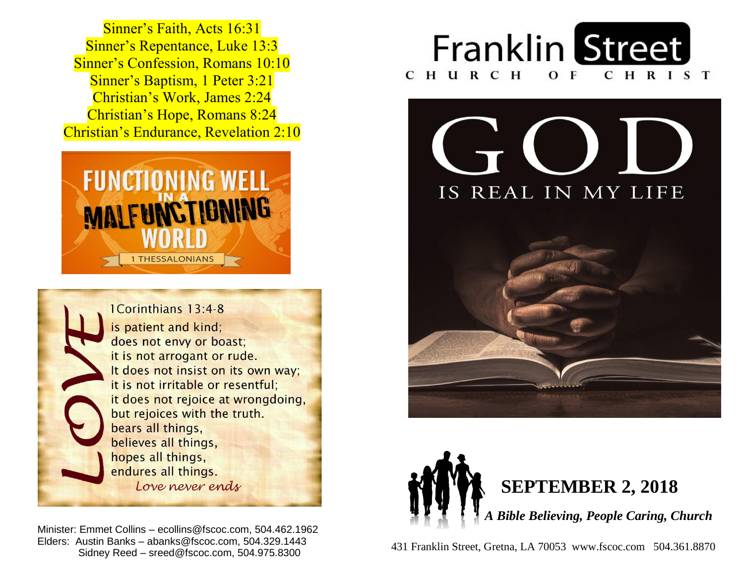Sinner's Faith, Acts 16:31
Sinner's Repentance, Luke 13:3
Sinner's Confession, Romans 10:10
Sinner's Baptism, 1 Peter 3:21
Christian's Work, James 2:24
Christian's Hope, Romans 8:24
Christian's Endurance, Revelation 2:10

**FUNCTIONING WELL IN A MALFUNCTIONING WORLD**
1 THESSALONIANS

**LOVE**
1Corinthians 13:4-8
is patient and kind;
does not envy or boast;
it is not arrogant or rude.
It does not insist on its own way;
it is not irritable or resentful;
it does not rejoice at wrongdoing,
but rejoices with the truth.
bears all things,
believes all things,
hopes all things,
endures all things.
*Love never ends*

Minister: Emmet Collins – ecollins@fscoc.com, 504.462.1962
Elders: Austin Banks – abanks@fscoc.com, 504.329.1443
Sidney Reed – sreed@fscoc.com, 504.975.8300

# Franklin Street
CHURCH OF CHRIST

# GOD
IS REAL IN MY LIFE

## SEPTEMBER 2, 2018

***A Bible Believing, People Caring, Church***

431 Franklin Street, Gretna, LA 70053 www.fscoc.com 504.361.8870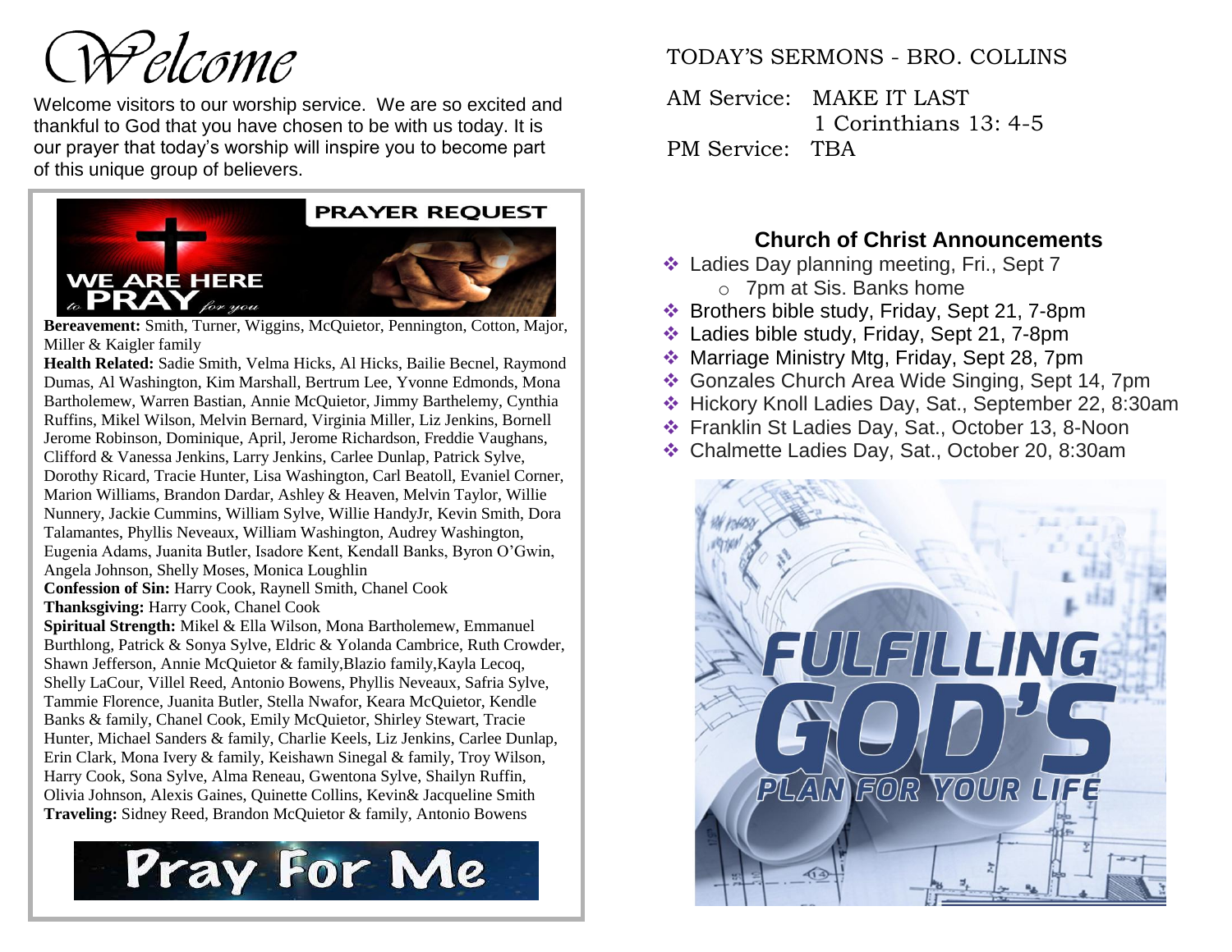# Welcome

Welcome visitors to our worship service. We are so excited and thankful to God that you have chosen to be with us today. It is our prayer that today's worship will inspire you to become part of this unique group of believers.

PRAYER REQUEST

WE ARE HERE to PRAY for you

**Bereavement:** Smith, Turner, Wiggins, McQuietor, Pennington, Cotton, Major, Miller & Kaigler family

**Health Related:** Sadie Smith, Velma Hicks, Al Hicks, Bailie Becnel, Raymond Dumas, Al Washington, Kim Marshall, Bertrum Lee, Yvonne Edmonds, Mona Bartholemew, Warren Bastian, Annie McQuietor, Jimmy Barthelemy, Cynthia Ruffins, Mikel Wilson, Melvin Bernard, Virginia Miller, Liz Jenkins, Bornell Jerome Robinson, Dominique, April, Jerome Richardson, Freddie Vaughans, Clifford & Vanessa Jenkins, Larry Jenkins, Carlee Dunlap, Patrick Sylve, Dorothy Ricard, Tracie Hunter, Lisa Washington, Carl Beatoll, Evaniel Corner, Marion Williams, Brandon Dardar, Ashley & Heaven, Melvin Taylor, Willie Nunnery, Jackie Cummins, William Sylve, Willie HandyJr, Kevin Smith, Dora Talamantes, Phyllis Neveaux, William Washington, Audrey Washington, Eugenia Adams, Juanita Butler, Isadore Kent, Kendall Banks, Byron O'Gwin, Angela Johnson, Shelly Moses, Monica Loughlin

**Confession of Sin:** Harry Cook, Raynell Smith, Chanel Cook

**Thanksgiving:** Harry Cook, Chanel Cook

**Spiritual Strength:** Mikel & Ella Wilson, Mona Bartholemew, Emmanuel Burthlong, Patrick & Sonya Sylve, Eldric & Yolanda Cambrice, Ruth Crowder, Shawn Jefferson, Annie McQuietor & family,Blazio family,Kayla Lecoq, Shelly LaCour, Villel Reed, Antonio Bowens, Phyllis Neveaux, Safria Sylve, Tammie Florence, Juanita Butler, Stella Nwafor, Keara McQuietor, Kendle Banks & family, Chanel Cook, Emily McQuietor, Shirley Stewart, Tracie Hunter, Michael Sanders & family, Charlie Keels, Liz Jenkins, Carlee Dunlap, Erin Clark, Mona Ivery & family, Keishawn Sinegal & family, Troy Wilson, Harry Cook, Sona Sylve, Alma Reneau, Gwentona Sylve, Shailyn Ruffin, Olivia Johnson, Alexis Gaines, Quinette Collins, Kevin& Jacqueline Smith

**Traveling:** Sidney Reed, Brandon McQuietor & family, Antonio Bowens

Pray For Me

TODAY'S SERMONS - BRO. COLLINS

AM Service: MAKE IT LAST
1 Corinthians 13: 4-5

PM Service: TBA

## Church of Christ Announcements

- Ladies Day planning meeting, Fri., Sept 7
  - 7pm at Sis. Banks home
- Brothers bible study, Friday, Sept 21, 7-8pm
- Ladies bible study, Friday, Sept 21, 7-8pm
- Marriage Ministry Mtg, Friday, Sept 28, 7pm
- Gonzales Church Area Wide Singing, Sept 14, 7pm
- Hickory Knoll Ladies Day, Sat., September 22, 8:30am
- Franklin St Ladies Day, Sat., October 13, 8-Noon
- Chalmette Ladies Day, Sat., October 20, 8:30am

FULFILLING GOD'S PLAN FOR YOUR LIFE